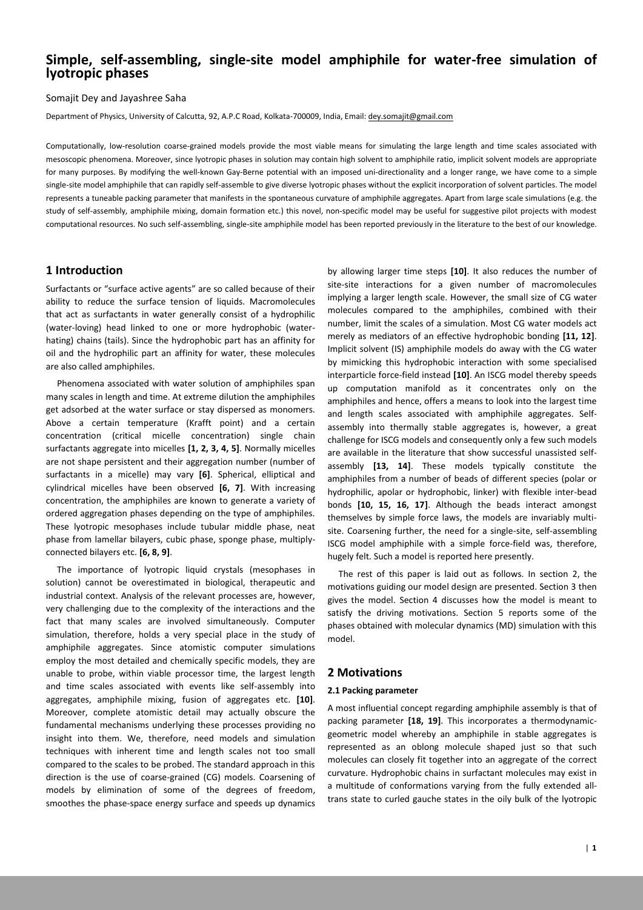# Simple, self-assembling, single-site model amphiphile for water-free simulation of lyotropic phases

Somajit Dey and Jayashree Saha

Department of Physics, University of Calcutta, 92, A.P.C Road, Kolkata-700009, India, Email: dey.somajit@gmail.com

Computationally, low-resolution coarse-grained models provide the most viable means for simulating the large length and time scales associated with mesoscopic phenomena. Moreover, since lyotropic phases in solution may contain high solvent to amphiphile ratio, implicit solvent models are appropriate for many purposes. By modifying the well-known Gay-Berne potential with an imposed uni-directionality and a longer range, we have come to a simple single-site model amphiphile that can rapidly self-assemble to give diverse lyotropic phases without the explicit incorporation of solvent particles. The model represents a tuneable packing parameter that manifests in the spontaneous curvature of amphiphile aggregates. Apart from large scale simulations (e.g. the study of self-assembly, amphiphile mixing, domain formation etc.) this novel, non-specific model may be useful for suggestive pilot projects with modest computational resources. No such self-assembling, single-site amphiphile model has been reported previously in the literature to the best of our knowledge.

## 1 Introduction

Surfactants or "surface active agents" are so called because of their ability to reduce the surface tension of liquids. Macromolecules that act as surfactants in water generally consist of a hydrophilic (water-loving) head linked to one or more hydrophobic (water-hating) chains (tails). Since the hydrophobic part has an affinity for oil and the hydrophilic part an affinity for water, these molecules are also called amphiphiles.

Phenomena associated with water solution of amphiphiles span many scales in length and time. At extreme dilution the amphiphiles get adsorbed at the water surface or stay dispersed as monomers. Above a certain temperature (Krafft point) and a certain concentration (critical micelle concentration) single chain surfactants aggregate into micelles **[1, 2, 3, 4, 5]**. Normally micelles are not shape persistent and their aggregation number (number of surfactants in a micelle) may vary **[6]**. Spherical, elliptical and cylindrical micelles have been observed **[6, 7]**. With increasing concentration, the amphiphiles are known to generate a variety of ordered aggregation phases depending on the type of amphiphiles. These lyotropic mesophases include tubular middle phase, neat phase from lamellar bilayers, cubic phase, sponge phase, multiply-connected bilayers etc. **[6, 8, 9]**.

The importance of lyotropic liquid crystals (mesophases in solution) cannot be overestimated in biological, therapeutic and industrial context. Analysis of the relevant processes are, however, very challenging due to the complexity of the interactions and the fact that many scales are involved simultaneously. Computer simulation, therefore, holds a very special place in the study of amphiphile aggregates. Since atomistic computer simulations employ the most detailed and chemically specific models, they are unable to probe, within viable processor time, the largest length and time scales associated with events like self-assembly into aggregates, amphiphile mixing, fusion of aggregates etc. **[10]**. Moreover, complete atomistic detail may actually obscure the fundamental mechanisms underlying these processes providing no insight into them. We, therefore, need models and simulation techniques with inherent time and length scales not too small compared to the scales to be probed. The standard approach in this direction is the use of coarse-grained (CG) models. Coarsening of models by elimination of some of the degrees of freedom, smoothes the phase-space energy surface and speeds up dynamics by allowing larger time steps **[10]**. It also reduces the number of site-site interactions for a given number of macromolecules implying a larger length scale. However, the small size of CG water molecules compared to the amphiphiles, combined with their number, limit the scales of a simulation. Most CG water models act merely as mediators of an effective hydrophobic bonding **[11, 12]**. Implicit solvent (IS) amphiphile models do away with the CG water by mimicking this hydrophobic interaction with some specialised interparticle force-field instead **[10]**. An ISCG model thereby speeds up computation manifold as it concentrates only on the amphiphiles and hence, offers a means to look into the largest time and length scales associated with amphiphile aggregates. Self-assembly into thermally stable aggregates is, however, a great challenge for ISCG models and consequently only a few such models are available in the literature that show successful unassisted self-assembly **[13, 14]**. These models typically constitute the amphiphiles from a number of beads of different species (polar or hydrophilic, apolar or hydrophobic, linker) with flexible inter-bead bonds **[10, 15, 16, 17]**. Although the beads interact amongst themselves by simple force laws, the models are invariably multi-site. Coarsening further, the need for a single-site, self-assembling ISCG model amphiphile with a simple force-field was, therefore, hugely felt. Such a model is reported here presently.

The rest of this paper is laid out as follows. In section 2, the motivations guiding our model design are presented. Section 3 then gives the model. Section 4 discusses how the model is meant to satisfy the driving motivations. Section 5 reports some of the phases obtained with molecular dynamics (MD) simulation with this model.

## 2 Motivations

### 2.1 Packing parameter

A most influential concept regarding amphiphile assembly is that of packing parameter **[18, 19]**. This incorporates a thermodynamic-geometric model whereby an amphiphile in stable aggregates is represented as an oblong molecule shaped just so that such molecules can closely fit together into an aggregate of the correct curvature. Hydrophobic chains in surfactant molecules may exist in a multitude of conformations varying from the fully extended all-trans state to curled gauche states in the oily bulk of the lyotropic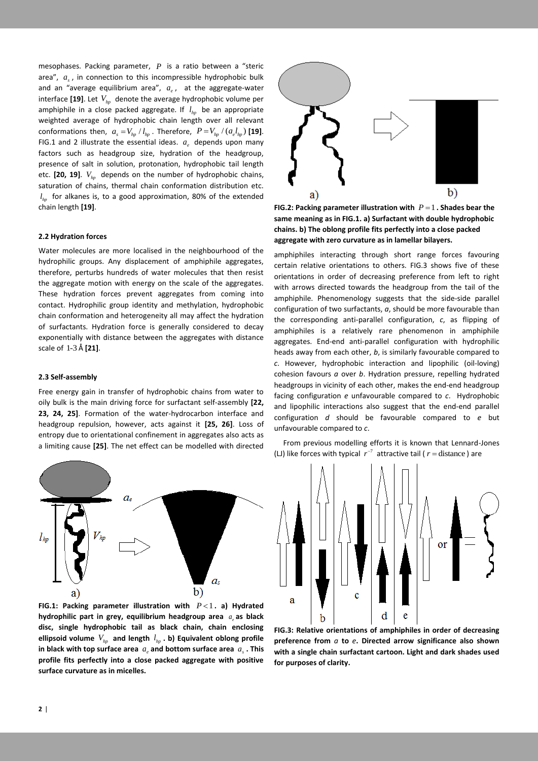mesophases. Packing parameter, $P$ is a ratio between a "steric area", $a_s$, in connection to this incompressible hydrophobic bulk and an "average equilibrium area", $a_e$, at the aggregate-water interface **[19]**. Let $V_{hp}$ denote the average hydrophobic volume per amphiphile in a close packed aggregate. If $l_{hp}$ be an appropriate weighted average of hydrophobic chain length over all relevant conformations then, $a_s = V_{hp}/l_{hp}$. Therefore, $P = V_{hp}/(a_e l_{hp})$ **[19]**. FIG.1 and 2 illustrate the essential ideas. $a_e$ depends upon many factors such as headgroup size, hydration of the headgroup, presence of salt in solution, protonation, hydrophobic tail length etc. **[20, 19]**. $V_{hp}$ depends on the number of hydrophobic chains, saturation of chains, thermal chain conformation distribution etc. $l_{hp}$ for alkanes is, to a good approximation, 80% of the extended chain length **[19]**.

### 2.2 Hydration forces

Water molecules are more localised in the neighbourhood of the hydrophilic groups. Any displacement of amphiphile aggregates, therefore, perturbs hundreds of water molecules that then resist the aggregate motion with energy on the scale of the aggregates. These hydration forces prevent aggregates from coming into contact. Hydrophilic group identity and methylation, hydrophobic chain conformation and heterogeneity all may affect the hydration of surfactants. Hydration force is generally considered to decay exponentially with distance between the aggregates with distance scale of 1-3 Å **[21]**.

### 2.3 Self-assembly

Free energy gain in transfer of hydrophobic chains from water to oily bulk is the main driving force for surfactant self-assembly **[22, 23, 24, 25]**. Formation of the water-hydrocarbon interface and headgroup repulsion, however, acts against it **[25, 26]**. Loss of entropy due to orientational confinement in aggregates also acts as a limiting cause **[25]**. The net effect can be modelled with directed amphiphiles interacting through short range forces favouring certain relative orientations to others. FIG.3 shows five of these orientations in order of decreasing preference from left to right with arrows directed towards the headgroup from the tail of the amphiphile. Phenomenology suggests that the side-side parallel configuration of two surfactants, *a*, should be more favourable than the corresponding anti-parallel configuration, *c*, as flipping of amphiphiles is a relatively rare phenomenon in amphiphile aggregates. End-end anti-parallel configuration with hydrophilic heads away from each other, *b*, is similarly favourable compared to *c*. However, hydrophobic interaction and lipophilic (oil-loving) cohesion favours *a* over *b*. Hydration pressure, repelling hydrated headgroups in vicinity of each other, makes the end-end headgroup facing configuration *e* unfavourable compared to *c*. Hydrophobic and lipophilic interactions also suggest that the end-end parallel configuration *d* should be favourable compared to *e* but unfavourable compared to *c*.

From previous modelling efforts it is known that Lennard-Jones (LJ) like forces with typical $r^{-7}$ attractive tail ($r = \text{distance}$) are

**FIG.1: Packing parameter illustration with $P<1$. a) Hydrated hydrophilic part in grey, equilibrium headgroup area $a_e$ as black disc, single hydrophobic tail as black chain, chain enclosing ellipsoid volume $V_{hp}$ and length $l_{hp}$. b) Equivalent oblong profile in black with top surface area $a_e$ and bottom surface area $a_s$. This profile fits perfectly into a close packed aggregate with positive surface curvature as in micelles.**

**FIG.2: Packing parameter illustration with $P=1$. Shades bear the same meaning as in FIG.1. a) Surfactant with double hydrophobic chains. b) The oblong profile fits perfectly into a close packed aggregate with zero curvature as in lamellar bilayers.**

**FIG.3: Relative orientations of amphiphiles in order of decreasing preference from *a* to *e*. Directed arrow significance also shown with a single chain surfactant cartoon. Light and dark shades used for purposes of clarity.**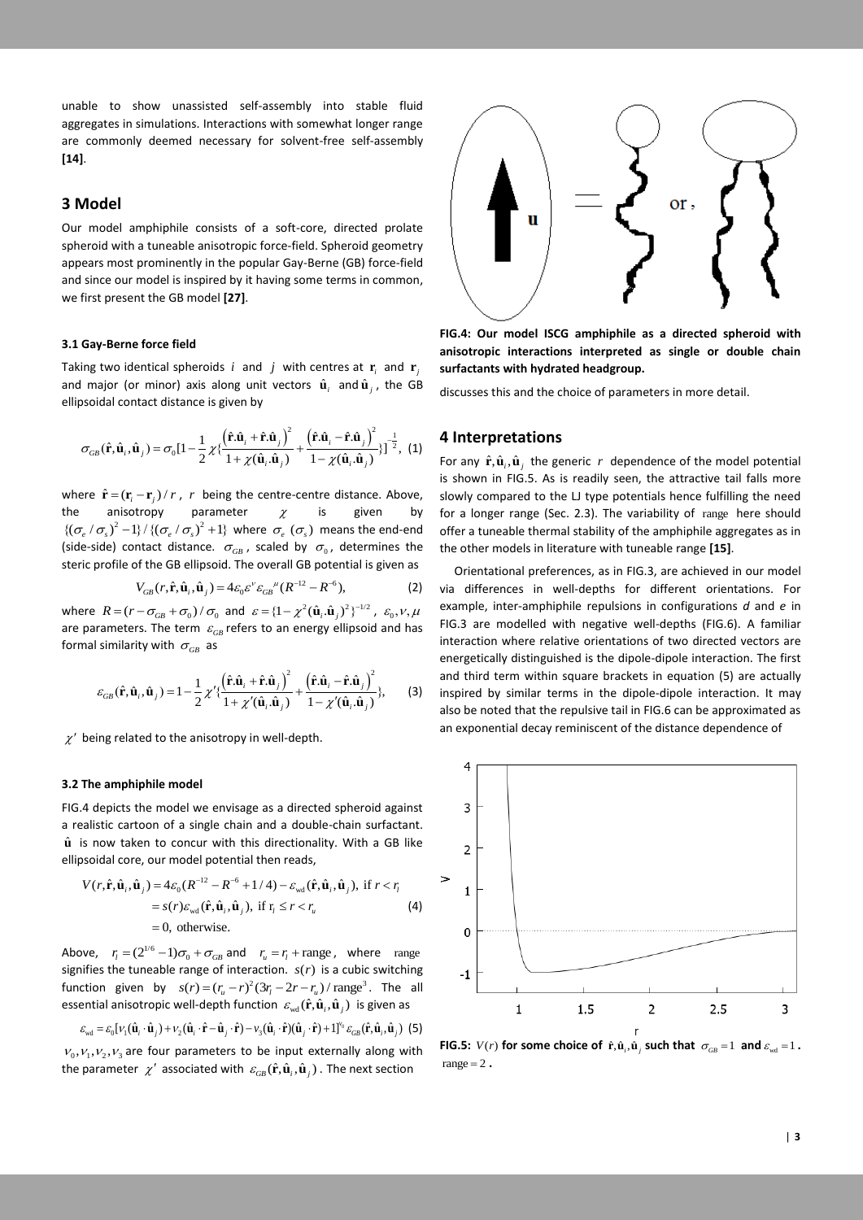unable to show unassisted self-assembly into stable fluid aggregates in simulations. Interactions with somewhat longer range are commonly deemed necessary for solvent-free self-assembly **[14]**.

## 3 Model

Our model amphiphile consists of a soft-core, directed prolate spheroid with a tuneable anisotropic force-field. Spheroid geometry appears most prominently in the popular Gay-Berne (GB) force-field and since our model is inspired by it having some terms in common, we first present the GB model **[27]**.

### 3.1 Gay-Berne force field

Taking two identical spheroids $i$ and $j$ with centres at $\mathbf{r}_i$ and $\mathbf{r}_j$ and major (or minor) axis along unit vectors $\hat{\mathbf{u}}_i$ and $\hat{\mathbf{u}}_j$, the GB ellipsoidal contact distance is given by

$$\sigma_{GB}(\hat{\mathbf{r}},\hat{\mathbf{u}}_i,\hat{\mathbf{u}}_j)=\sigma_0[1-\frac{1}{2}\chi\{\frac{(\hat{\mathbf{r}}.\hat{\mathbf{u}}_i+\hat{\mathbf{r}}.\hat{\mathbf{u}}_j)^2}{1+\chi(\hat{\mathbf{u}}_i.\hat{\mathbf{u}}_j)}+\frac{(\hat{\mathbf{r}}.\hat{\mathbf{u}}_i-\hat{\mathbf{r}}.\hat{\mathbf{u}}_j)^2}{1-\chi(\hat{\mathbf{u}}_i.\hat{\mathbf{u}}_j)}\}]^{-\frac{1}{2}},\quad (1)$$

where $\hat{\mathbf{r}}=(\mathbf{r}_i-\mathbf{r}_j)/r$, $r$ being the centre-centre distance. Above, the anisotropy parameter $\chi$ is given by $\{(\sigma_e/\sigma_s)^2-1\}/\{(\sigma_e/\sigma_s)^2+1\}$ where $\sigma_e$ ($\sigma_s$) means the end-end (side-side) contact distance. $\sigma_{GB}$, scaled by $\sigma_0$, determines the steric profile of the GB ellipsoid. The overall GB potential is given as

$$V_{GB}(r,\hat{\mathbf{r}},\hat{\mathbf{u}}_i,\hat{\mathbf{u}}_j)=4\varepsilon_0\varepsilon^{\nu}\varepsilon_{GB}{}^{\mu}(R^{-12}-R^{-6}),\quad (2)$$

where $R=(r-\sigma_{GB}+\sigma_0)/\sigma_0$ and $\varepsilon=\{1-\chi^2(\hat{\mathbf{u}}_i.\hat{\mathbf{u}}_j)^2\}^{-1/2}$, $\varepsilon_0,\nu,\mu$ are parameters. The term $\varepsilon_{GB}$ refers to an energy ellipsoid and has formal similarity with $\sigma_{GB}$ as

$$\varepsilon_{GB}(\hat{\mathbf{r}},\hat{\mathbf{u}}_i,\hat{\mathbf{u}}_j)=1-\frac{1}{2}\chi'\{\frac{(\hat{\mathbf{r}}.\hat{\mathbf{u}}_i+\hat{\mathbf{r}}.\hat{\mathbf{u}}_j)^2}{1+\chi'(\hat{\mathbf{u}}_i.\hat{\mathbf{u}}_j)}+\frac{(\hat{\mathbf{r}}.\hat{\mathbf{u}}_i-\hat{\mathbf{r}}.\hat{\mathbf{u}}_j)^2}{1-\chi'(\hat{\mathbf{u}}_i.\hat{\mathbf{u}}_j)}\},\quad (3)$$

$\chi'$ being related to the anisotropy in well-depth.

### 3.2 The amphiphile model

FIG.4 depicts the model we envisage as a directed spheroid against a realistic cartoon of a single chain and a double-chain surfactant. $\hat{\mathbf{u}}$ is now taken to concur with this directionality. With a GB like ellipsoidal core, our model potential then reads,

$$\begin{aligned}V(r,\hat{\mathbf{r}},\hat{\mathbf{u}}_i,\hat{\mathbf{u}}_j)&=4\varepsilon_0(R^{-12}-R^{-6}+1/4)-\varepsilon_{\text{wd}}(\hat{\mathbf{r}},\hat{\mathbf{u}}_i,\hat{\mathbf{u}}_j),\ \text{if } r<r_l\\&=s(r)\varepsilon_{\text{wd}}(\hat{\mathbf{r}},\hat{\mathbf{u}}_i,\hat{\mathbf{u}}_j),\ \text{if } r_l\le r<r_u\\&=0,\ \text{otherwise.}\end{aligned}\quad (4)$$

Above, $r_l=(2^{1/6}-1)\sigma_0+\sigma_{GB}$ and $r_u=r_l+\text{range}$, where range signifies the tuneable range of interaction. $s(r)$ is a cubic switching function given by $s(r)=(r_u-r)^2(3r_l-2r-r_u)/\text{range}^3$. The all essential anisotropic well-depth function $\varepsilon_{\text{wd}}(\hat{\mathbf{r}},\hat{\mathbf{u}}_i,\hat{\mathbf{u}}_j)$ is given as

$$\varepsilon_{\text{wd}}=\varepsilon_0[\nu_1(\hat{\mathbf{u}}_i\cdot\hat{\mathbf{u}}_j)+\nu_2(\hat{\mathbf{u}}_i\cdot\hat{\mathbf{r}}-\hat{\mathbf{u}}_j\cdot\hat{\mathbf{r}})-\nu_3(\hat{\mathbf{u}}_i\cdot\hat{\mathbf{r}})(\hat{\mathbf{u}}_j\cdot\hat{\mathbf{r}})+1]^{\nu_0}\varepsilon_{GB}(\hat{\mathbf{r}},\hat{\mathbf{u}}_i,\hat{\mathbf{u}}_j)\ (5)$$

$\nu_0,\nu_1,\nu_2,\nu_3$ are four parameters to be input externally along with the parameter $\chi'$ associated with $\varepsilon_{GB}(\hat{\mathbf{r}},\hat{\mathbf{u}}_i,\hat{\mathbf{u}}_j)$. The next section discusses this and the choice of parameters in more detail.

**FIG.4: Our model ISCG amphiphile as a directed spheroid with anisotropic interactions interpreted as single or double chain surfactants with hydrated headgroup.**

## 4 Interpretations

For any $\hat{\mathbf{r}},\hat{\mathbf{u}}_i,\hat{\mathbf{u}}_j$ the generic $r$ dependence of the model potential is shown in FIG.5. As is readily seen, the attractive tail falls more slowly compared to the LJ type potentials hence fulfilling the need for a longer range (Sec. 2.3). The variability of range here should offer a tuneable thermal stability of the amphiphile aggregates as in the other models in literature with tuneable range **[15]**.

Orientational preferences, as in FIG.3, are achieved in our model via differences in well-depths for different orientations. For example, inter-amphiphile repulsions in configurations *d* and *e* in FIG.3 are modelled with negative well-depths (FIG.6). A familiar interaction where relative orientations of two directed vectors are energetically distinguished is the dipole-dipole interaction. The first and third term within square brackets in equation (5) are actually inspired by similar terms in the dipole-dipole interaction. It may also be noted that the repulsive tail in FIG.6 can be approximated as an exponential decay reminiscent of the distance dependence of

**FIG.5: $V(r)$ for some choice of $\hat{\mathbf{r}},\hat{\mathbf{u}}_i,\hat{\mathbf{u}}_j$ such that $\sigma_{GB}=1$ and $\varepsilon_{\text{wd}}=1$. $\text{range}=2$.**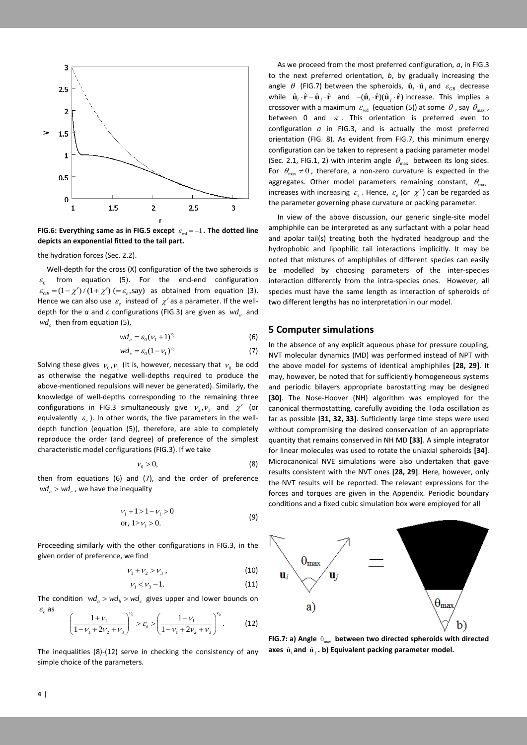FIG.6: Everything same as in FIG.5 except $\varepsilon_{wd} = -1$. The dotted line depicts an exponential fitted to the tail part.

the hydration forces (Sec. 2.2).

Well-depth for the cross (X) configuration of the two spheroids is $\varepsilon_0$ from equation (5). For the end-end configuration $\varepsilon_{GB} = (1-\chi')/(1+\chi')$ $(=\varepsilon_e,\text{say})$ as obtained from equation (3). Hence we can also use $\varepsilon_e$ instead of $\chi'$ as a parameter. If the well-depth for the *a* and *c* configurations (FIG.3) are given as $wd_a$ and $wd_c$ then from equation (5),

$$wd_a = \varepsilon_0(\nu_1 + 1)^{\nu_0} \tag{6}$$

$$wd_c = \varepsilon_0(1 - \nu_1)^{\nu_0} \tag{7}$$

Solving these gives $\nu_0, \nu_1$ (It is, however, necessary that $\nu_0$ be odd as otherwise the negative well-depths required to produce the above-mentioned repulsions will never be generated). Similarly, the knowledge of well-depths corresponding to the remaining three configurations in FIG.3 simultaneously give $\nu_2, \nu_3$ and $\chi'$ (or equivalently $\varepsilon_e$). In other words, the five parameters in the well-depth function (equation (5)), therefore, are able to completely reproduce the order (and degree) of preference of the simplest characteristic model configurations (FIG.3). If we take

$$\nu_0 > 0, \tag{8}$$

then from equations (6) and (7), and the order of preference $wd_a > wd_c$, we have the inequality

$$\begin{aligned} &\nu_1 + 1 > 1 - \nu_1 > 0 \\ &\text{or, } 1 > \nu_1 > 0. \end{aligned} \tag{9}$$

Proceeding similarly with the other configurations in FIG.3, in the given order of preference, we find

$$\nu_1 + \nu_2 > \nu_3\,, \tag{10}$$

$$\nu_1 < \nu_3 - 1. \tag{11}$$

The condition $wd_a > wd_b > wd_c$ gives upper and lower bounds on $\varepsilon_e$ as

$$\left(\frac{1+\nu_1}{1-\nu_1+2\nu_2+\nu_3}\right)^{\nu_0} > \varepsilon_e > \left(\frac{1-\nu_1}{1-\nu_1+2\nu_2+\nu_3}\right)^{\nu_0}. \tag{12}$$

The inequalities (8)-(12) serve in checking the consistency of any simple choice of the parameters.

As we proceed from the most preferred configuration, *a*, in FIG.3 to the next preferred orientation, *b*, by gradually increasing the angle $\theta$ (FIG.7) between the spheroids, $\hat{\mathbf{u}}_i \cdot \hat{\mathbf{u}}_j$ and $\varepsilon_{GB}$ decrease while $\hat{\mathbf{u}}_i \cdot \hat{\mathbf{r}} - \hat{\mathbf{u}}_j \cdot \hat{\mathbf{r}}$ and $-(\hat{\mathbf{u}}_i \cdot \hat{\mathbf{r}})(\hat{\mathbf{u}}_j \cdot \hat{\mathbf{r}})$ increase. This implies a crossover with a maximum $\varepsilon_{wd}$ (equation (5)) at some $\theta$, say $\theta_{max}$, between 0 and $\pi$. This orientation is preferred even to configuration *a* in FIG.3, and is actually the most preferred orientation (FIG. 8). As evident from FIG.7, this minimum energy configuration can be taken to represent a packing parameter model (Sec. 2.1, FIG.1, 2) with interim angle $\theta_{max}$ between its long sides. For $\theta_{max} \neq 0$, therefore, a non-zero curvature is expected in the aggregates. Other model parameters remaining constant, $\theta_{max}$ increases with increasing $\varepsilon_e$. Hence, $\varepsilon_e$ (or $\chi'$) can be regarded as the parameter governing phase curvature or packing parameter.

In view of the above discussion, our generic single-site model amphiphile can be interpreted as any surfactant with a polar head and apolar tail(s) treating both the hydrated headgroup and the hydrophobic and lipophilic tail interactions implicitly. It may be noted that mixtures of amphiphiles of different species can easily be modelled by choosing parameters of the inter-species interaction differently from the intra-species ones. However, all species must have the same length as interaction of spheroids of two different lengths has no interpretation in our model.

## 5 Computer simulations

In the absence of any explicit aqueous phase for pressure coupling, NVT molecular dynamics (MD) was performed instead of NPT with the above model for systems of identical amphiphiles **[28, 29]**. It may, however, be noted that for sufficiently homogeneous systems and periodic bilayers appropriate barostatting may be designed **[30]**. The Nose-Hoover (NH) algorithm was employed for the canonical thermostatting, carefully avoiding the Toda oscillation as far as possible **[31, 32, 33]**. Sufficiently large time steps were used without compromising the desired conservation of an appropriate quantity that remains conserved in NH MD **[33]**. A simple integrator for linear molecules was used to rotate the uniaxial spheroids **[34]**. Microcanonical NVE simulations were also undertaken that gave results consistent with the NVT ones **[28, 29]**. Here, however, only the NVT results will be reported. The relevant expressions for the forces and torques are given in the Appendix. Periodic boundary conditions and a fixed cubic simulation box were employed for all

**FIG.7: a) Angle $\theta_{max}$ between two directed spheroids with directed axes $\hat{\mathbf{u}}_i$ and $\hat{\mathbf{u}}_j$. b) Equivalent packing parameter model.**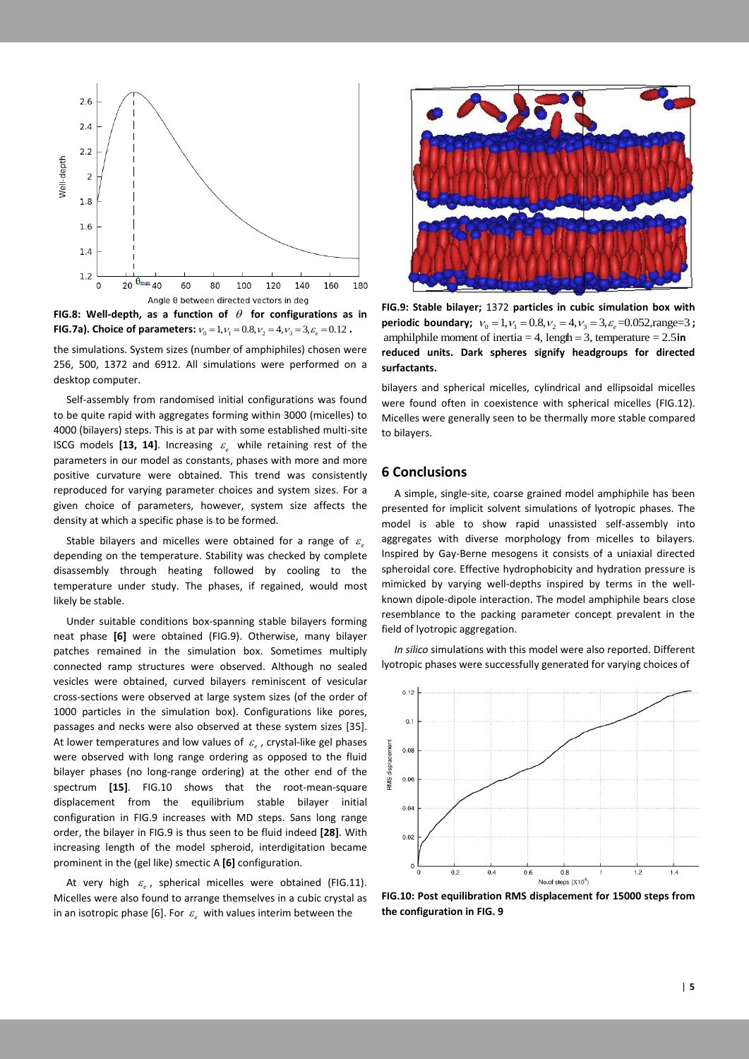FIG.8: **Well-depth, as a function of $\theta$ for configurations as in FIG.7a). Choice of parameters:** $\nu_0 = 1, \nu_1 = 0.8, \nu_2 = 4, \nu_3 = 3, \varepsilon_e = 0.12$ **.**

the simulations. System sizes (number of amphiphiles) chosen were 256, 500, 1372 and 6912. All simulations were performed on a desktop computer.

Self-assembly from randomised initial configurations was found to be quite rapid with aggregates forming within 3000 (micelles) to 4000 (bilayers) steps. This is at par with some established multi-site ISCG models **[13, 14]**. Increasing $\varepsilon_e$ while retaining rest of the parameters in our model as constants, phases with more and more positive curvature were obtained. This trend was consistently reproduced for varying parameter choices and system sizes. For a given choice of parameters, however, system size affects the density at which a specific phase is to be formed.

Stable bilayers and micelles were obtained for a range of $\varepsilon_e$ depending on the temperature. Stability was checked by complete disassembly through heating followed by cooling to the temperature under study. The phases, if regained, would most likely be stable.

Under suitable conditions box-spanning stable bilayers forming neat phase **[6]** were obtained (FIG.9). Otherwise, many bilayer patches remained in the simulation box. Sometimes multiply connected ramp structures were observed. Although no sealed vesicles were obtained, curved bilayers reminiscent of vesicular cross-sections were observed at large system sizes (of the order of 1000 particles in the simulation box). Configurations like pores, passages and necks were also observed at these system sizes [35]. At lower temperatures and low values of $\varepsilon_e$, crystal-like gel phases were observed with long range ordering as opposed to the fluid bilayer phases (no long-range ordering) at the other end of the spectrum **[15]**. FIG.10 shows that the root-mean-square displacement from the equilibrium stable bilayer initial configuration in FIG.9 increases with MD steps. Sans long range order, the bilayer in FIG.9 is thus seen to be fluid indeed **[28]**. With increasing length of the model spheroid, interdigitation became prominent in the (gel like) smectic A **[6]** configuration.

At very high $\varepsilon_e$, spherical micelles were obtained (FIG.11). Micelles were also found to arrange themselves in a cubic crystal as in an isotropic phase [6]. For $\varepsilon_e$ with values interim between the bilayers and spherical micelles, cylindrical and ellipsoidal micelles were found often in coexistence with spherical micelles (FIG.12). Micelles were generally seen to be thermally more stable compared to bilayers.

**FIG.9: Stable bilayer;** 1372 **particles in cubic simulation box with periodic boundary;** $\nu_0 = 1, \nu_1 = 0.8, \nu_2 = 4, \nu_3 = 3, \varepsilon_e = 0.052$, range=3 **;** amphilphile moment of inertia = 4, length = 3, temperature = 2.5 **in reduced units. Dark spheres signify headgroups for directed surfactants.**

## 6 Conclusions

A simple, single-site, coarse grained model amphiphile has been presented for implicit solvent simulations of lyotropic phases. The model is able to show rapid unassisted self-assembly into aggregates with diverse morphology from micelles to bilayers. Inspired by Gay-Berne mesogens it consists of a uniaxial directed spheroidal core. Effective hydrophobicity and hydration pressure is mimicked by varying well-depths inspired by terms in the well-known dipole-dipole interaction. The model amphiphile bears close resemblance to the packing parameter concept prevalent in the field of lyotropic aggregation.

*In silico* simulations with this model were also reported. Different lyotropic phases were successfully generated for varying choices of

**FIG.10: Post equilibration RMS displacement for 15000 steps from the configuration in FIG. 9**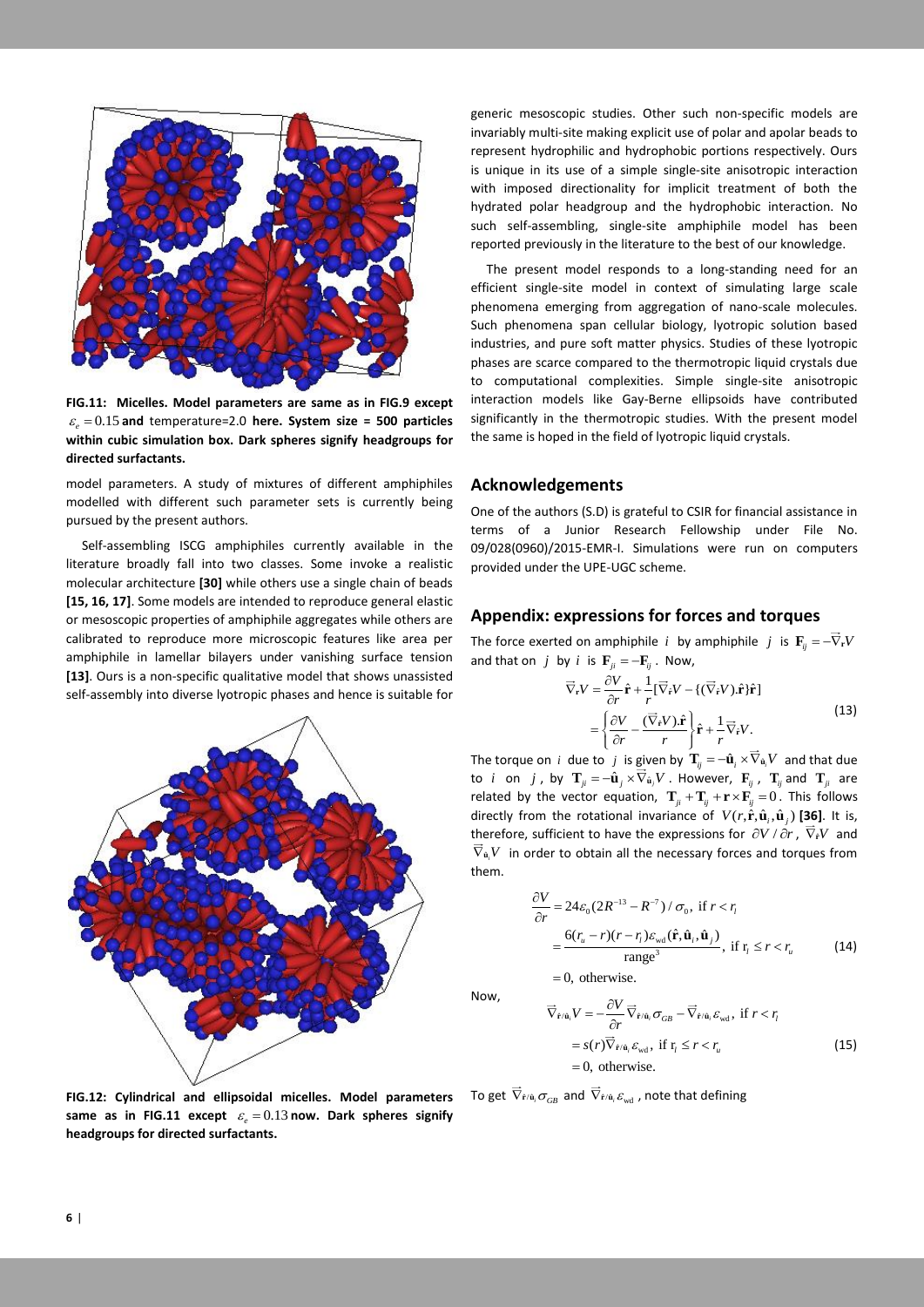**FIG.11: Micelles. Model parameters are same as in FIG.9 except $\varepsilon_e = 0.15$ and temperature=2.0 here. System size = 500 particles within cubic simulation box. Dark spheres signify headgroups for directed surfactants.**

model parameters. A study of mixtures of different amphiphiles modelled with different such parameter sets is currently being pursued by the present authors.

Self-assembling ISCG amphiphiles currently available in the literature broadly fall into two classes. Some invoke a realistic molecular architecture **[30]** while others use a single chain of beads **[15, 16, 17]**. Some models are intended to reproduce general elastic or mesoscopic properties of amphiphile aggregates while others are calibrated to reproduce more microscopic features like area per amphiphile in lamellar bilayers under vanishing surface tension **[13]**. Ours is a non-specific qualitative model that shows unassisted self-assembly into diverse lyotropic phases and hence is suitable for generic mesoscopic studies. Other such non-specific models are invariably multi-site making explicit use of polar and apolar beads to represent hydrophilic and hydrophobic portions respectively. Ours is unique in its use of a simple single-site anisotropic interaction with imposed directionality for implicit treatment of both the hydrated polar headgroup and the hydrophobic interaction. No such self-assembling, single-site amphiphile model has been reported previously in the literature to the best of our knowledge.

**FIG.12: Cylindrical and ellipsoidal micelles. Model parameters same as in FIG.11 except $\varepsilon_e = 0.13$ now. Dark spheres signify headgroups for directed surfactants.**

The present model responds to a long-standing need for an efficient single-site model in context of simulating large scale phenomena emerging from aggregation of nano-scale molecules. Such phenomena span cellular biology, lyotropic solution based industries, and pure soft matter physics. Studies of these lyotropic phases are scarce compared to the thermotropic liquid crystals due to computational complexities. Simple single-site anisotropic interaction models like Gay-Berne ellipsoids have contributed significantly in the thermotropic studies. With the present model the same is hoped in the field of lyotropic liquid crystals.

## Acknowledgements

One of the authors (S.D) is grateful to CSIR for financial assistance in terms of a Junior Research Fellowship under File No. 09/028(0960)/2015-EMR-I. Simulations were run on computers provided under the UPE-UGC scheme.

## Appendix: expressions for forces and torques

The force exerted on amphiphile $i$ by amphiphile $j$ is $\mathbf{F}_{ij} = -\vec{\nabla}_{\mathbf{r}} V$ and that on $j$ by $i$ is $\mathbf{F}_{ji} = -\mathbf{F}_{ij}$. Now,

$$\begin{aligned}\vec{\nabla}_{\mathbf{r}} V &= \frac{\partial V}{\partial r}\hat{\mathbf{r}} + \frac{1}{r}[\vec{\nabla}_{\hat{\mathbf{r}}} V - \{(\vec{\nabla}_{\hat{\mathbf{r}}} V).\hat{\mathbf{r}}\}\hat{\mathbf{r}}] \\ &= \left\{\frac{\partial V}{\partial r} - \frac{(\vec{\nabla}_{\hat{\mathbf{r}}} V).\hat{\mathbf{r}}}{r}\right\}\hat{\mathbf{r}} + \frac{1}{r}\vec{\nabla}_{\hat{\mathbf{r}}} V.\end{aligned} \tag{13}$$

The torque on $i$ due to $j$ is given by $\mathbf{T}_{ij} = -\hat{\mathbf{u}}_i \times \vec{\nabla}_{\hat{\mathbf{u}}_i} V$ and that due to $i$ on $j$, by $\mathbf{T}_{ji} = -\hat{\mathbf{u}}_j \times \vec{\nabla}_{\hat{\mathbf{u}}_j} V$. However, $\mathbf{F}_{ij}$, $\mathbf{T}_{ij}$ and $\mathbf{T}_{ji}$ are related by the vector equation, $\mathbf{T}_{ji} + \mathbf{T}_{ij} + \mathbf{r} \times \mathbf{F}_{ij} = 0$. This follows directly from the rotational invariance of $V(r, \hat{\mathbf{r}}, \hat{\mathbf{u}}_i, \hat{\mathbf{u}}_j)$ **[36]**. It is, therefore, sufficient to have the expressions for $\partial V/\partial r$, $\vec{\nabla}_{\hat{\mathbf{r}}} V$ and $\vec{\nabla}_{\hat{\mathbf{u}}_i} V$ in order to obtain all the necessary forces and torques from them.

$$\begin{aligned}\frac{\partial V}{\partial r} &= 24\varepsilon_0(2R^{-13} - R^{-7})/\sigma_0, \text{ if } r < r_l \\ &= \frac{6(r_u - r)(r - r_l)\varepsilon_{\text{wd}}(\hat{\mathbf{r}}, \hat{\mathbf{u}}_i, \hat{\mathbf{u}}_j)}{\text{range}^3}, \text{ if } r_l \le r < r_u \\ &= 0, \text{ otherwise.}\end{aligned} \tag{14}$$

Now,

$$\begin{aligned}\vec{\nabla}_{\hat{\mathbf{r}}/\hat{\mathbf{u}}_i} V &= -\frac{\partial V}{\partial r}\vec{\nabla}_{\hat{\mathbf{r}}/\hat{\mathbf{u}}_i}\sigma_{GB} - \vec{\nabla}_{\hat{\mathbf{r}}/\hat{\mathbf{u}}_i}\varepsilon_{\text{wd}}, \text{ if } r < r_l \\ &= s(r)\vec{\nabla}_{\hat{\mathbf{r}}/\hat{\mathbf{u}}_i}\varepsilon_{\text{wd}}, \text{ if } r_l \le r < r_u \\ &= 0, \text{ otherwise.}\end{aligned} \tag{15}$$

To get $\vec{\nabla}_{\hat{\mathbf{r}}/\hat{\mathbf{u}}_i}\sigma_{GB}$ and $\vec{\nabla}_{\hat{\mathbf{r}}/\hat{\mathbf{u}}_i}\varepsilon_{\text{wd}}$, note that defining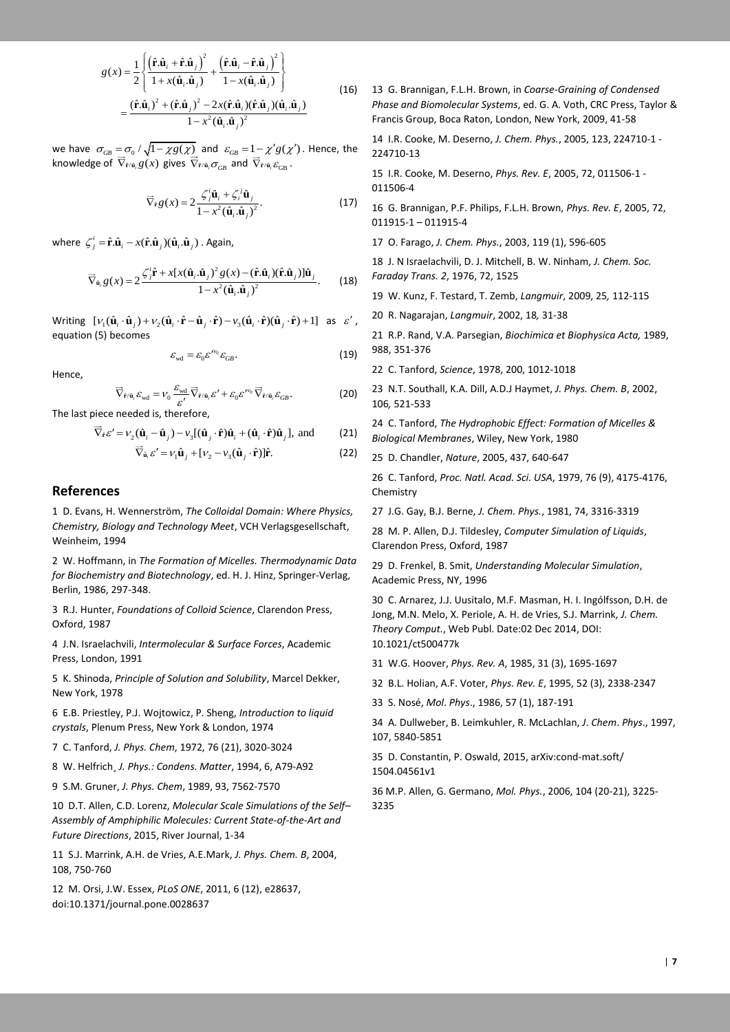$$g(x) = \frac{1}{2}\left\{\frac{\left(\hat{\mathbf{r}}.\hat{\mathbf{u}}_i + \hat{\mathbf{r}}.\hat{\mathbf{u}}_j\right)^2}{1 + x(\hat{\mathbf{u}}_i.\hat{\mathbf{u}}_j)} + \frac{\left(\hat{\mathbf{r}}.\hat{\mathbf{u}}_i - \hat{\mathbf{r}}.\hat{\mathbf{u}}_j\right)^2}{1 - x(\hat{\mathbf{u}}_i.\hat{\mathbf{u}}_j)}\right\}$$
$$= \frac{(\hat{\mathbf{r}}.\hat{\mathbf{u}}_i)^2 + (\hat{\mathbf{r}}.\hat{\mathbf{u}}_j)^2 - 2x(\hat{\mathbf{r}}.\hat{\mathbf{u}}_i)(\hat{\mathbf{r}}.\hat{\mathbf{u}}_j)(\hat{\mathbf{u}}_i.\hat{\mathbf{u}}_j)}{1 - x^2(\hat{\mathbf{u}}_i.\hat{\mathbf{u}}_j)^2} \quad (16)$$

we have $\sigma_{GB} = \sigma_0 / \sqrt{1 - \chi g(\chi)}$ and $\varepsilon_{GB} = 1 - \chi' g(\chi')$. Hence, the knowledge of $\vec{\nabla}_{\hat{\mathbf{r}}/\hat{\mathbf{u}}_i} g(x)$ gives $\vec{\nabla}_{\hat{\mathbf{r}}/\hat{\mathbf{u}}_i}\sigma_{GB}$ and $\vec{\nabla}_{\hat{\mathbf{r}}/\hat{\mathbf{u}}_i}\varepsilon_{GB}$.

$$\vec{\nabla}_{\hat{\mathbf{r}}} g(x) = 2\frac{\zeta_j^i \hat{\mathbf{u}}_i + \zeta_i^j \hat{\mathbf{u}}_j}{1 - x^2(\hat{\mathbf{u}}_i.\hat{\mathbf{u}}_j)^2}. \quad (17)$$

where $\zeta_j^i = \hat{\mathbf{r}}.\hat{\mathbf{u}}_i - x(\hat{\mathbf{r}}.\hat{\mathbf{u}}_j)(\hat{\mathbf{u}}_i.\hat{\mathbf{u}}_j)$. Again,

$$\vec{\nabla}_{\hat{\mathbf{u}}_i} g(x) = 2\frac{\zeta_j^i \hat{\mathbf{r}} + x[x(\hat{\mathbf{u}}_i.\hat{\mathbf{u}}_j)^2 g(x) - (\hat{\mathbf{r}}.\hat{\mathbf{u}}_i)(\hat{\mathbf{r}}.\hat{\mathbf{u}}_j)]\hat{\mathbf{u}}_j}{1 - x^2(\hat{\mathbf{u}}_i.\hat{\mathbf{u}}_j)^2}. \quad (18)$$

Writing $[\nu_1(\hat{\mathbf{u}}_i \cdot \hat{\mathbf{u}}_j) + \nu_2(\hat{\mathbf{u}}_i \cdot \hat{\mathbf{r}} - \hat{\mathbf{u}}_j \cdot \hat{\mathbf{r}}) - \nu_3(\hat{\mathbf{u}}_i \cdot \hat{\mathbf{r}})(\hat{\mathbf{u}}_j \cdot \hat{\mathbf{r}}) + 1]$ as $\varepsilon'$, equation (5) becomes

$$\varepsilon_{\text{wd}} = \varepsilon_0 \varepsilon'^{\nu_0} \varepsilon_{GB}. \quad (19)$$

Hence,

$$\vec{\nabla}_{\hat{\mathbf{r}}/\hat{\mathbf{u}}_i} \varepsilon_{\text{wd}} = \nu_0 \frac{\varepsilon_{\text{wd}}}{\varepsilon'} \vec{\nabla}_{\hat{\mathbf{r}}/\hat{\mathbf{u}}_i} \varepsilon' + \varepsilon_0 \varepsilon'^{\nu_0} \vec{\nabla}_{\hat{\mathbf{r}}/\hat{\mathbf{u}}_i} \varepsilon_{GB}. \quad (20)$$

The last piece needed is, therefore,

$$\vec{\nabla}_{\hat{\mathbf{r}}} \varepsilon' = \nu_2(\hat{\mathbf{u}}_i - \hat{\mathbf{u}}_j) - \nu_3[(\hat{\mathbf{u}}_j \cdot \hat{\mathbf{r}})\hat{\mathbf{u}}_i + (\hat{\mathbf{u}}_i \cdot \hat{\mathbf{r}})\hat{\mathbf{u}}_j], \text{ and} \quad (21)$$

$$\vec{\nabla}_{\hat{\mathbf{u}}_i} \varepsilon' = \nu_1 \hat{\mathbf{u}}_j + [\nu_2 - \nu_3(\hat{\mathbf{u}}_j \cdot \hat{\mathbf{r}})]\hat{\mathbf{r}}. \quad (22)$$

## References

1 D. Evans, H. Wennerström, *The Colloidal Domain: Where Physics, Chemistry, Biology and Technology Meet*, VCH Verlagsgesellschaft, Weinheim, 1994

2 W. Hoffmann, in *The Formation of Micelles. Thermodynamic Data for Biochemistry and Biotechnology*, ed. H. J. Hinz, Springer-Verlag, Berlin, 1986, 297-348.

3 R.J. Hunter, *Foundations of Colloid Science*, Clarendon Press, Oxford, 1987

4 J.N. Israelachvili, *Intermolecular & Surface Forces*, Academic Press, London, 1991

5 K. Shinoda, *Principle of Solution and Solubility*, Marcel Dekker, New York, 1978

6 E.B. Priestley, P.J. Wojtowicz, P. Sheng, *Introduction to liquid crystals*, Plenum Press, New York & London, 1974

7 C. Tanford, *J. Phys. Chem*, 1972, 76 (21), 3020-3024

8 W. Helfrich¸ *J. Phys.: Condens. Matter*, 1994, 6, A79-A92

9 S.M. Gruner, *J. Phys. Chem*, 1989, 93, 7562-7570

10 D.T. Allen, C.D. Lorenz, *Molecular Scale Simulations of the Self–Assembly of Amphiphilic Molecules: Current State-of-the-Art and Future Directions*, 2015, River Journal, 1-34

11 S.J. Marrink, A.H. de Vries, A.E.Mark, *J. Phys. Chem. B*, 2004, 108, 750-760

12 M. Orsi, J.W. Essex, *PLoS ONE*, 2011, 6 (12), e28637, doi:10.1371/journal.pone.0028637

13 G. Brannigan, F.L.H. Brown, in *Coarse-Graining of Condensed Phase and Biomolecular Systems*, ed. G. A. Voth, CRC Press, Taylor & Francis Group, Boca Raton, London, New York, 2009, 41-58

14 I.R. Cooke, M. Deserno, *J. Chem. Phys.*, 2005, 123, 224710-1 - 224710-13

15 I.R. Cooke, M. Deserno, *Phys. Rev. E*, 2005, 72, 011506-1 - 011506-4

16 G. Brannigan, P.F. Philips, F.L.H. Brown, *Phys. Rev. E*, 2005, 72, 011915-1 – 011915-4

17 O. Farago, *J. Chem. Phys.*, 2003, 119 (1), 596-605

18 J. N Israelachvili, D. J. Mitchell, B. W. Ninham, *J. Chem. Soc. Faraday Trans. 2*, 1976, 72, 1525

19 W. Kunz, F. Testard, T. Zemb, *Langmuir*, 2009, 25*,* 112-115

20 R. Nagarajan, *Langmuir*, 2002, 18*,* 31-38

21 R.P. Rand, V.A. Parsegian, *Biochimica et Biophysica Acta,* 1989, 988, 351-376

22 C. Tanford, *Science*, 1978, 200, 1012-1018

23 N.T. Southall, K.A. Dill, A.D.J Haymet, *J. Phys. Chem. B*, 2002, 106*,* 521-533

24 C. Tanford, *The Hydrophobic Effect: Formation of Micelles & Biological Membranes*, Wiley, New York, 1980

25 D. Chandler, *Nature*, 2005, 437, 640-647

26 C. Tanford, *Proc. Natl. Acad. Sci. USA*, 1979, 76 (9), 4175-4176, Chemistry

27 J.G. Gay, B.J. Berne, *J. Chem. Phys.*, 1981, 74, 3316-3319

28 M. P. Allen, D.J. Tildesley, *Computer Simulation of Liquids*, Clarendon Press, Oxford, 1987

29 D. Frenkel, B. Smit, *Understanding Molecular Simulation*, Academic Press, NY, 1996

30 C. Arnarez, J.J. Uusitalo, M.F. Masman, H. I. Ingólfsson, D.H. de Jong, M.N. Melo, X. Periole, A. H. de Vries, S.J. Marrink, *J. Chem. Theory Comput.*, Web Publ. Date:02 Dec 2014, DOI: 10.1021/ct500477k

31 W.G. Hoover, *Phys. Rev. A*, 1985, 31 (3), 1695-1697

32 B.L. Holian, A.F. Voter, *Phys. Rev. E*, 1995, 52 (3), 2338-2347

33 S. Nosé, *Mol. Phys*., 1986, 57 (1), 187-191

34 A. Dullweber, B. Leimkuhler, R. McLachlan, *J. Chem. Phys*., 1997, 107, 5840-5851

35 D. Constantin, P. Oswald, 2015, arXiv:cond-mat.soft/ 1504.04561v1

36 M.P. Allen, G. Germano, *Mol. Phys.*, 2006, 104 (20-21), 3225-3235